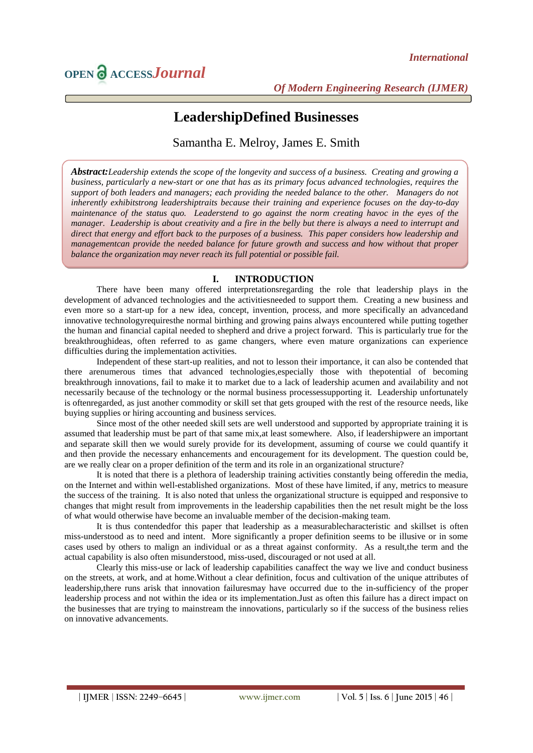# LeadershipDefined Businesses

Samantha E. Melroy, James E. Smith

***Abstract:****Leadership extends the scope of the longevity and success of a business. Creating and growing a business, particularly a new-start or one that has as its primary focus advanced technologies, requires the support of both leaders and managers; each providing the needed balance to the other. Managers do not inherently exhibitstrong leadershiptraits because their training and experience focuses on the day-to-day maintenance of the status quo. Leaderstend to go against the norm creating havoc in the eyes of the manager. Leadership is about creativity and a fire in the belly but there is always a need to interrupt and direct that energy and effort back to the purposes of a business. This paper considers how leadership and managementcan provide the needed balance for future growth and success and how without that proper balance the organization may never reach its full potential or possible fail.*

## I. INTRODUCTION

There have been many offered interpretationsregarding the role that leadership plays in the development of advanced technologies and the activitiesneeded to support them. Creating a new business and even more so a start-up for a new idea, concept, invention, process, and more specifically an advancedand innovative technologyrequiresthe normal birthing and growing pains always encountered while putting together the human and financial capital needed to shepherd and drive a project forward. This is particularly true for the breakthroughideas, often referred to as game changers, where even mature organizations can experience difficulties during the implementation activities.

Independent of these start-up realities, and not to lesson their importance, it can also be contended that there arenumerous times that advanced technologies,especially those with thepotential of becoming breakthrough innovations, fail to make it to market due to a lack of leadership acumen and availability and not necessarily because of the technology or the normal business processessupporting it. Leadership unfortunately is oftenregarded, as just another commodity or skill set that gets grouped with the rest of the resource needs, like buying supplies or hiring accounting and business services.

Since most of the other needed skill sets are well understood and supported by appropriate training it is assumed that leadership must be part of that same mix,at least somewhere. Also, if leadershipwere an important and separate skill then we would surely provide for its development, assuming of course we could quantify it and then provide the necessary enhancements and encouragement for its development. The question could be, are we really clear on a proper definition of the term and its role in an organizational structure?

It is noted that there is a plethora of leadership training activities constantly being offeredin the media, on the Internet and within well-established organizations. Most of these have limited, if any, metrics to measure the success of the training. It is also noted that unless the organizational structure is equipped and responsive to changes that might result from improvements in the leadership capabilities then the net result might be the loss of what would otherwise have become an invaluable member of the decision-making team.

It is thus contendedfor this paper that leadership as a measurablecharacteristic and skillset is often miss-understood as to need and intent. More significantly a proper definition seems to be illusive or in some cases used by others to malign an individual or as a threat against conformity. As a result,the term and the actual capability is also often misunderstood, miss-used, discouraged or not used at all.

Clearly this miss-use or lack of leadership capabilities canaffect the way we live and conduct business on the streets, at work, and at home.Without a clear definition, focus and cultivation of the unique attributes of leadership,there runs arisk that innovation failuresmay have occurred due to the in-sufficiency of the proper leadership process and not within the idea or its implementation.Just as often this failure has a direct impact on the businesses that are trying to mainstream the innovations, particularly so if the success of the business relies on innovative advancements.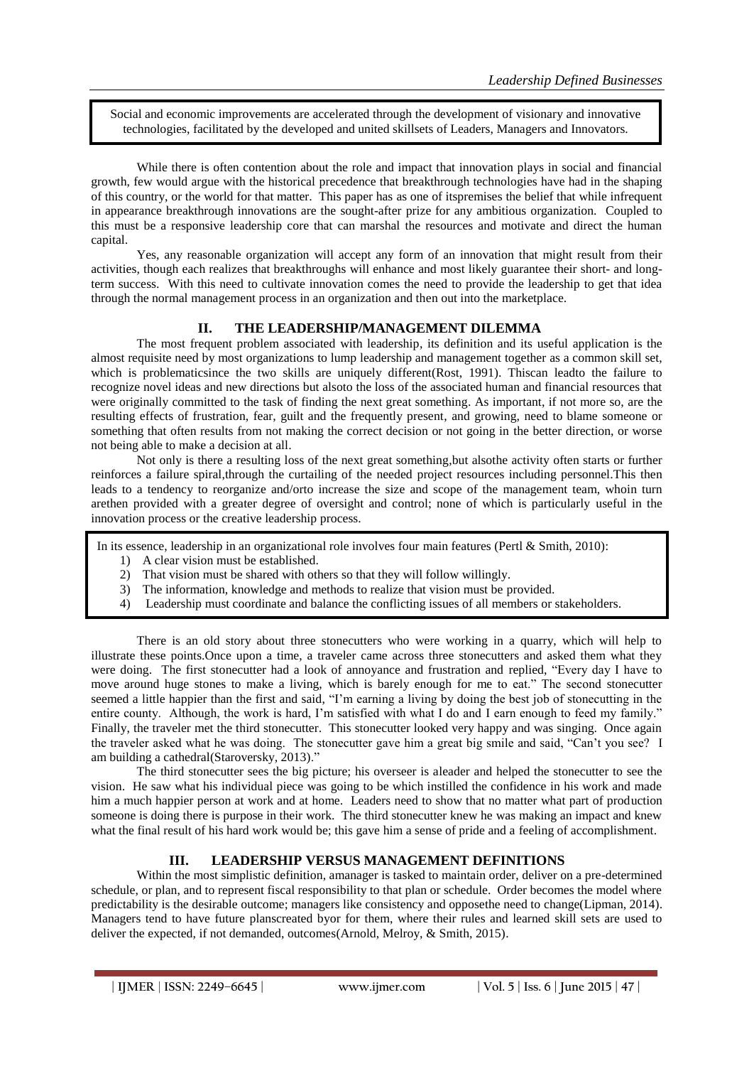Social and economic improvements are accelerated through the development of visionary and innovative technologies, facilitated by the developed and united skillsets of Leaders, Managers and Innovators.

While there is often contention about the role and impact that innovation plays in social and financial growth, few would argue with the historical precedence that breakthrough technologies have had in the shaping of this country, or the world for that matter. This paper has as one of itspremises the belief that while infrequent in appearance breakthrough innovations are the sought-after prize for any ambitious organization. Coupled to this must be a responsive leadership core that can marshal the resources and motivate and direct the human capital.

Yes, any reasonable organization will accept any form of an innovation that might result from their activities, though each realizes that breakthroughs will enhance and most likely guarantee their short- and long-term success. With this need to cultivate innovation comes the need to provide the leadership to get that idea through the normal management process in an organization and then out into the marketplace.

## II. THE LEADERSHIP/MANAGEMENT DILEMMA

The most frequent problem associated with leadership, its definition and its useful application is the almost requisite need by most organizations to lump leadership and management together as a common skill set, which is problematicsince the two skills are uniquely different(Rost, 1991). Thiscan leadto the failure to recognize novel ideas and new directions but alsoto the loss of the associated human and financial resources that were originally committed to the task of finding the next great something. As important, if not more so, are the resulting effects of frustration, fear, guilt and the frequently present, and growing, need to blame someone or something that often results from not making the correct decision or not going in the better direction, or worse not being able to make a decision at all.

Not only is there a resulting loss of the next great something,but alsothe activity often starts or further reinforces a failure spiral,through the curtailing of the needed project resources including personnel.This then leads to a tendency to reorganize and/orto increase the size and scope of the management team, whoin turn arethen provided with a greater degree of oversight and control; none of which is particularly useful in the innovation process or the creative leadership process.

In its essence, leadership in an organizational role involves four main features (Pertl & Smith, 2010):

1) A clear vision must be established.
2) That vision must be shared with others so that they will follow willingly.
3) The information, knowledge and methods to realize that vision must be provided.
4) Leadership must coordinate and balance the conflicting issues of all members or stakeholders.

There is an old story about three stonecutters who were working in a quarry, which will help to illustrate these points.Once upon a time, a traveler came across three stonecutters and asked them what they were doing. The first stonecutter had a look of annoyance and frustration and replied, "Every day I have to move around huge stones to make a living, which is barely enough for me to eat." The second stonecutter seemed a little happier than the first and said, "I'm earning a living by doing the best job of stonecutting in the entire county. Although, the work is hard, I'm satisfied with what I do and I earn enough to feed my family." Finally, the traveler met the third stonecutter. This stonecutter looked very happy and was singing. Once again the traveler asked what he was doing. The stonecutter gave him a great big smile and said, "Can't you see? I am building a cathedral(Staroversky, 2013)."

The third stonecutter sees the big picture; his overseer is aleader and helped the stonecutter to see the vision. He saw what his individual piece was going to be which instilled the confidence in his work and made him a much happier person at work and at home. Leaders need to show that no matter what part of production someone is doing there is purpose in their work. The third stonecutter knew he was making an impact and knew what the final result of his hard work would be; this gave him a sense of pride and a feeling of accomplishment.

## III. LEADERSHIP VERSUS MANAGEMENT DEFINITIONS

Within the most simplistic definition, amanager is tasked to maintain order, deliver on a pre-determined schedule, or plan, and to represent fiscal responsibility to that plan or schedule. Order becomes the model where predictability is the desirable outcome; managers like consistency and opposethe need to change(Lipman, 2014). Managers tend to have future planscreated byor for them, where their rules and learned skill sets are used to deliver the expected, if not demanded, outcomes(Arnold, Melroy, & Smith, 2015).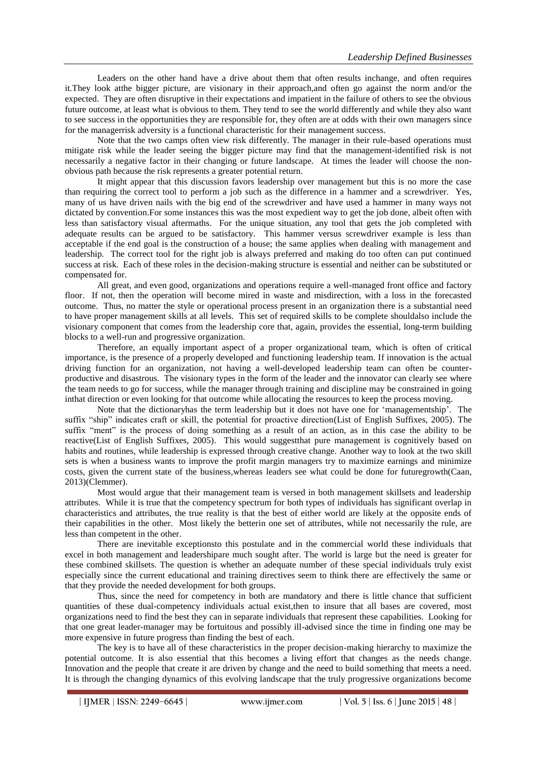Leaders on the other hand have a drive about them that often results inchange, and often requires it.They look atthe bigger picture, are visionary in their approach,and often go against the norm and/or the expected. They are often disruptive in their expectations and impatient in the failure of others to see the obvious future outcome, at least what is obvious to them. They tend to see the world differently and while they also want to see success in the opportunities they are responsible for, they often are at odds with their own managers since for the managerrisk adversity is a functional characteristic for their management success.

Note that the two camps often view risk differently. The manager in their rule-based operations must mitigate risk while the leader seeing the bigger picture may find that the management-identified risk is not necessarily a negative factor in their changing or future landscape. At times the leader will choose the non-obvious path because the risk represents a greater potential return.

It might appear that this discussion favors leadership over management but this is no more the case than requiring the correct tool to perform a job such as the difference in a hammer and a screwdriver. Yes, many of us have driven nails with the big end of the screwdriver and have used a hammer in many ways not dictated by convention.For some instances this was the most expedient way to get the job done, albeit often with less than satisfactory visual aftermaths. For the unique situation, any tool that gets the job completed with adequate results can be argued to be satisfactory. This hammer versus screwdriver example is less than acceptable if the end goal is the construction of a house; the same applies when dealing with management and leadership. The correct tool for the right job is always preferred and making do too often can put continued success at risk. Each of these roles in the decision-making structure is essential and neither can be substituted or compensated for.

All great, and even good, organizations and operations require a well-managed front office and factory floor. If not, then the operation will become mired in waste and misdirection, with a loss in the forecasted outcome. Thus, no matter the style or operational process present in an organization there is a substantial need to have proper management skills at all levels. This set of required skills to be complete shouldalso include the visionary component that comes from the leadership core that, again, provides the essential, long-term building blocks to a well-run and progressive organization.

Therefore, an equally important aspect of a proper organizational team, which is often of critical importance, is the presence of a properly developed and functioning leadership team. If innovation is the actual driving function for an organization, not having a well-developed leadership team can often be counter-productive and disastrous. The visionary types in the form of the leader and the innovator can clearly see where the team needs to go for success, while the manager through training and discipline may be constrained in going inthat direction or even looking for that outcome while allocating the resources to keep the process moving.

Note that the dictionaryhas the term leadership but it does not have one for 'managementship'. The suffix "ship" indicates craft or skill, the potential for proactive direction(List of English Suffixes, 2005). The suffix "ment" is the process of doing something as a result of an action, as in this case the ability to be reactive(List of English Suffixes, 2005). This would suggestthat pure management is cognitively based on habits and routines, while leadership is expressed through creative change. Another way to look at the two skill sets is when a business wants to improve the profit margin managers try to maximize earnings and minimize costs, given the current state of the business,whereas leaders see what could be done for futuregrowth(Caan, 2013)(Clemmer).

Most would argue that their management team is versed in both management skillsets and leadership attributes. While it is true that the competency spectrum for both types of individuals has significant overlap in characteristics and attributes, the true reality is that the best of either world are likely at the opposite ends of their capabilities in the other. Most likely the betterin one set of attributes, while not necessarily the rule, are less than competent in the other.

There are inevitable exceptionsto this postulate and in the commercial world these individuals that excel in both management and leadershipare much sought after. The world is large but the need is greater for these combined skillsets. The question is whether an adequate number of these special individuals truly exist especially since the current educational and training directives seem to think there are effectively the same or that they provide the needed development for both groups.

Thus, since the need for competency in both are mandatory and there is little chance that sufficient quantities of these dual-competency individuals actual exist,then to insure that all bases are covered, most organizations need to find the best they can in separate individuals that represent these capabilities. Looking for that one great leader-manager may be fortuitous and possibly ill-advised since the time in finding one may be more expensive in future progress than finding the best of each.

The key is to have all of these characteristics in the proper decision-making hierarchy to maximize the potential outcome. It is also essential that this becomes a living effort that changes as the needs change. Innovation and the people that create it are driven by change and the need to build something that meets a need. It is through the changing dynamics of this evolving landscape that the truly progressive organizations become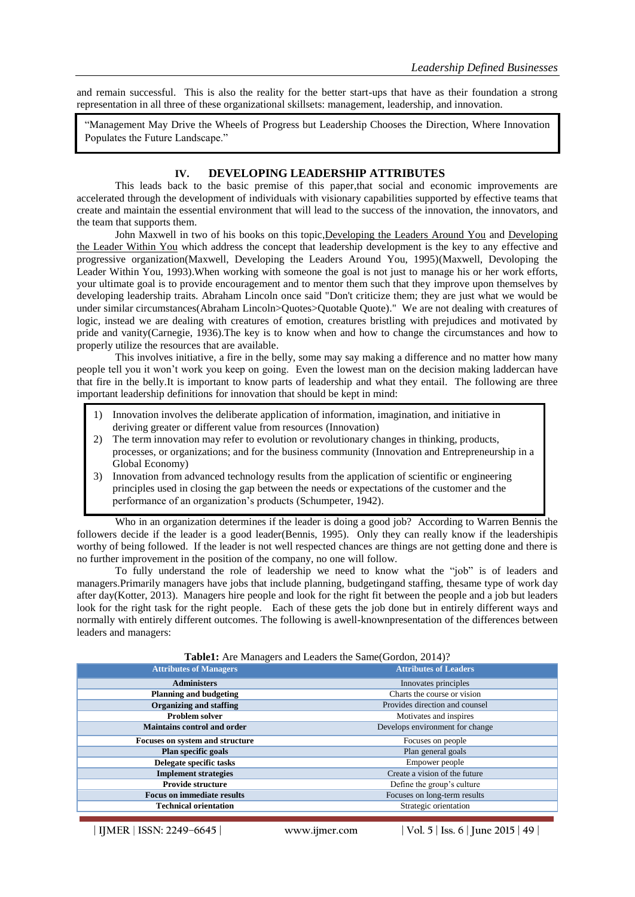and remain successful. This is also the reality for the better start-ups that have as their foundation a strong representation in all three of these organizational skillsets: management, leadership, and innovation.

> "Management May Drive the Wheels of Progress but Leadership Chooses the Direction, Where Innovation Populates the Future Landscape."

## IV. DEVELOPING LEADERSHIP ATTRIBUTES

This leads back to the basic premise of this paper,that social and economic improvements are accelerated through the development of individuals with visionary capabilities supported by effective teams that create and maintain the essential environment that will lead to the success of the innovation, the innovators, and the team that supports them.

John Maxwell in two of his books on this topic,Developing the Leaders Around You and Developing the Leader Within You which address the concept that leadership development is the key to any effective and progressive organization(Maxwell, Developing the Leaders Around You, 1995)(Maxwell, Devoloping the Leader Within You, 1993).When working with someone the goal is not just to manage his or her work efforts, your ultimate goal is to provide encouragement and to mentor them such that they improve upon themselves by developing leadership traits. Abraham Lincoln once said "Don't criticize them; they are just what we would be under similar circumstances(Abraham Lincoln>Quotes>Quotable Quote)." We are not dealing with creatures of logic, instead we are dealing with creatures of emotion, creatures bristling with prejudices and motivated by pride and vanity(Carnegie, 1936).The key is to know when and how to change the circumstances and how to properly utilize the resources that are available.

This involves initiative, a fire in the belly, some may say making a difference and no matter how many people tell you it won't work you keep on going. Even the lowest man on the decision making laddercan have that fire in the belly.It is important to know parts of leadership and what they entail. The following are three important leadership definitions for innovation that should be kept in mind:

1) Innovation involves the deliberate application of information, imagination, and initiative in deriving greater or different value from resources (Innovation)
2) The term innovation may refer to evolution or revolutionary changes in thinking, products, processes, or organizations; and for the business community (Innovation and Entrepreneurship in a Global Economy)
3) Innovation from advanced technology results from the application of scientific or engineering principles used in closing the gap between the needs or expectations of the customer and the performance of an organization's products (Schumpeter, 1942).

Who in an organization determines if the leader is doing a good job? According to Warren Bennis the followers decide if the leader is a good leader(Bennis, 1995). Only they can really know if the leadershipis worthy of being followed. If the leader is not well respected chances are things are not getting done and there is no further improvement in the position of the company, no one will follow.

To fully understand the role of leadership we need to know what the "job" is of leaders and managers.Primarily managers have jobs that include planning, budgetingand staffing, thesame type of work day after day(Kotter, 2013). Managers hire people and look for the right fit between the people and a job but leaders look for the right task for the right people. Each of these gets the job done but in entirely different ways and normally with entirely different outcomes. The following is awell-knownpresentation of the differences between leaders and managers:

**Table1:** Are Managers and Leaders the Same(Gordon, 2014)?

| Attributes of Managers | Attributes of Leaders |
|---|---|
| **Administers** | Innovates principles |
| **Planning and budgeting** | Charts the course or vision |
| **Organizing and staffing** | Provides direction and counsel |
| **Problem solver** | Motivates and inspires |
| **Maintains control and order** | Develops environment for change |
| **Focuses on system and structure** | Focuses on people |
| **Plan specific goals** | Plan general goals |
| **Delegate specific tasks** | Empower people |
| **Implement strategies** | Create a vision of the future |
| **Provide structure** | Define the group's culture |
| **Focus on immediate results** | Focuses on long-term results |
| **Technical orientation** | Strategic orientation |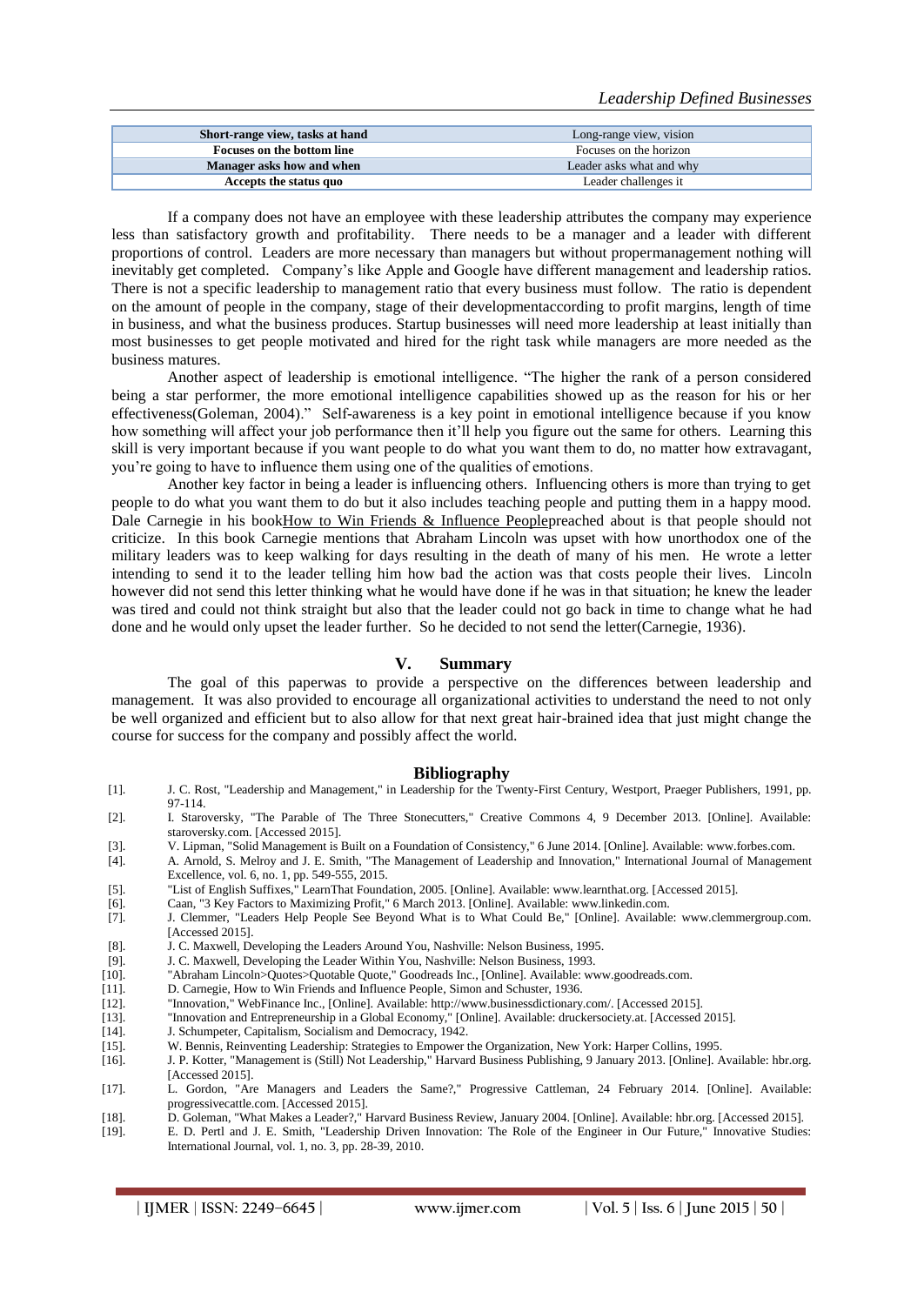| **Short-range view, tasks at hand** | Long-range view, vision |
|---|---|
| **Focuses on the bottom line** | Focuses on the horizon |
| **Manager asks how and when** | Leader asks what and why |
| **Accepts the status quo** | Leader challenges it |

If a company does not have an employee with these leadership attributes the company may experience less than satisfactory growth and profitability. There needs to be a manager and a leader with different proportions of control. Leaders are more necessary than managers but without propermanagement nothing will inevitably get completed. Company's like Apple and Google have different management and leadership ratios. There is not a specific leadership to management ratio that every business must follow. The ratio is dependent on the amount of people in the company, stage of their developmentaccording to profit margins, length of time in business, and what the business produces. Startup businesses will need more leadership at least initially than most businesses to get people motivated and hired for the right task while managers are more needed as the business matures.

Another aspect of leadership is emotional intelligence. "The higher the rank of a person considered being a star performer, the more emotional intelligence capabilities showed up as the reason for his or her effectiveness(Goleman, 2004)." Self-awareness is a key point in emotional intelligence because if you know how something will affect your job performance then it'll help you figure out the same for others. Learning this skill is very important because if you want people to do what you want them to do, no matter how extravagant, you're going to have to influence them using one of the qualities of emotions.

Another key factor in being a leader is influencing others. Influencing others is more than trying to get people to do what you want them to do but it also includes teaching people and putting them in a happy mood. Dale Carnegie in his book<u>How to Win Friends & Influence People</u>preached about is that people should not criticize. In this book Carnegie mentions that Abraham Lincoln was upset with how unorthodox one of the military leaders was to keep walking for days resulting in the death of many of his men. He wrote a letter intending to send it to the leader telling him how bad the action was that costs people their lives. Lincoln however did not send this letter thinking what he would have done if he was in that situation; he knew the leader was tired and could not think straight but also that the leader could not go back in time to change what he had done and he would only upset the leader further. So he decided to not send the letter(Carnegie, 1936).

## V. Summary

The goal of this paperwas to provide a perspective on the differences between leadership and management. It was also provided to encourage all organizational activities to understand the need to not only be well organized and efficient but to also allow for that next great hair-brained idea that just might change the course for success for the company and possibly affect the world.

## Bibliography

[1]. J. C. Rost, "Leadership and Management," in Leadership for the Twenty-First Century, Westport, Praeger Publishers, 1991, pp. 97-114.

[2]. I. Staroversky, "The Parable of The Three Stonecutters," Creative Commons 4, 9 December 2013. [Online]. Available: staroversky.com. [Accessed 2015].

[3]. V. Lipman, "Solid Management is Built on a Foundation of Consistency," 6 June 2014. [Online]. Available: www.forbes.com.

[4]. A. Arnold, S. Melroy and J. E. Smith, "The Management of Leadership and Innovation," International Journal of Management Excellence, vol. 6, no. 1, pp. 549-555, 2015.

[5]. "List of English Suffixes," LearnThat Foundation, 2005. [Online]. Available: www.learnthat.org. [Accessed 2015].

[6]. Caan, "3 Key Factors to Maximizing Profit," 6 March 2013. [Online]. Available: www.linkedin.com.

[7]. J. Clemmer, "Leaders Help People See Beyond What is to What Could Be," [Online]. Available: www.clemmergroup.com. [Accessed 2015].

[8]. J. C. Maxwell, Developing the Leaders Around You, Nashville: Nelson Business, 1995.

[9]. J. C. Maxwell, Developing the Leader Within You, Nashville: Nelson Business, 1993.

[10]. "Abraham Lincoln>Quotes>Quotable Quote," Goodreads Inc., [Online]. Available: www.goodreads.com.

[11]. D. Carnegie, How to Win Friends and Influence People, Simon and Schuster, 1936.

[12]. "Innovation," WebFinance Inc., [Online]. Available: http://www.businessdictionary.com/. [Accessed 2015].

[13]. "Innovation and Entrepreneurship in a Global Economy," [Online]. Available: druckersociety.at. [Accessed 2015].

[14]. J. Schumpeter, Capitalism, Socialism and Democracy, 1942.

[15]. W. Bennis, Reinventing Leadership: Strategies to Empower the Organization, New York: Harper Collins, 1995.

[16]. J. P. Kotter, "Management is (Still) Not Leadership," Harvard Business Publishing, 9 January 2013. [Online]. Available: hbr.org. [Accessed 2015].

[17]. L. Gordon, "Are Managers and Leaders the Same?," Progressive Cattleman, 24 February 2014. [Online]. Available: progressivecattle.com. [Accessed 2015].

[18]. D. Goleman, "What Makes a Leader?," Harvard Business Review, January 2004. [Online]. Available: hbr.org. [Accessed 2015].

[19]. E. D. Pertl and J. E. Smith, "Leadership Driven Innovation: The Role of the Engineer in Our Future," Innovative Studies: International Journal, vol. 1, no. 3, pp. 28-39, 2010.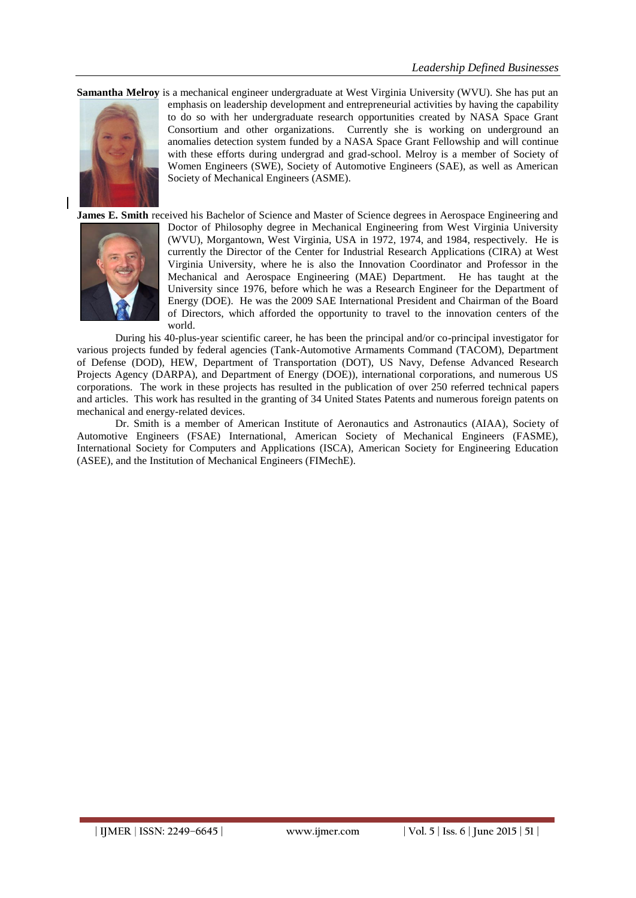**Samantha Melroy** is a mechanical engineer undergraduate at West Virginia University (WVU). She has put an emphasis on leadership development and entrepreneurial activities by having the capability to do so with her undergraduate research opportunities created by NASA Space Grant Consortium and other organizations. Currently she is working on underground an anomalies detection system funded by a NASA Space Grant Fellowship and will continue with these efforts during undergrad and grad-school. Melroy is a member of Society of Women Engineers (SWE), Society of Automotive Engineers (SAE), as well as American Society of Mechanical Engineers (ASME).

**James E. Smith** received his Bachelor of Science and Master of Science degrees in Aerospace Engineering and Doctor of Philosophy degree in Mechanical Engineering from West Virginia University (WVU), Morgantown, West Virginia, USA in 1972, 1974, and 1984, respectively. He is currently the Director of the Center for Industrial Research Applications (CIRA) at West Virginia University, where he is also the Innovation Coordinator and Professor in the Mechanical and Aerospace Engineering (MAE) Department. He has taught at the University since 1976, before which he was a Research Engineer for the Department of Energy (DOE). He was the 2009 SAE International President and Chairman of the Board of Directors, which afforded the opportunity to travel to the innovation centers of the world.

During his 40-plus-year scientific career, he has been the principal and/or co-principal investigator for various projects funded by federal agencies (Tank-Automotive Armaments Command (TACOM), Department of Defense (DOD), HEW, Department of Transportation (DOT), US Navy, Defense Advanced Research Projects Agency (DARPA), and Department of Energy (DOE)), international corporations, and numerous US corporations. The work in these projects has resulted in the publication of over 250 referred technical papers and articles. This work has resulted in the granting of 34 United States Patents and numerous foreign patents on mechanical and energy-related devices.

Dr. Smith is a member of American Institute of Aeronautics and Astronautics (AIAA), Society of Automotive Engineers (FSAE) International, American Society of Mechanical Engineers (FASME), International Society for Computers and Applications (ISCA), American Society for Engineering Education (ASEE), and the Institution of Mechanical Engineers (FIMechE).